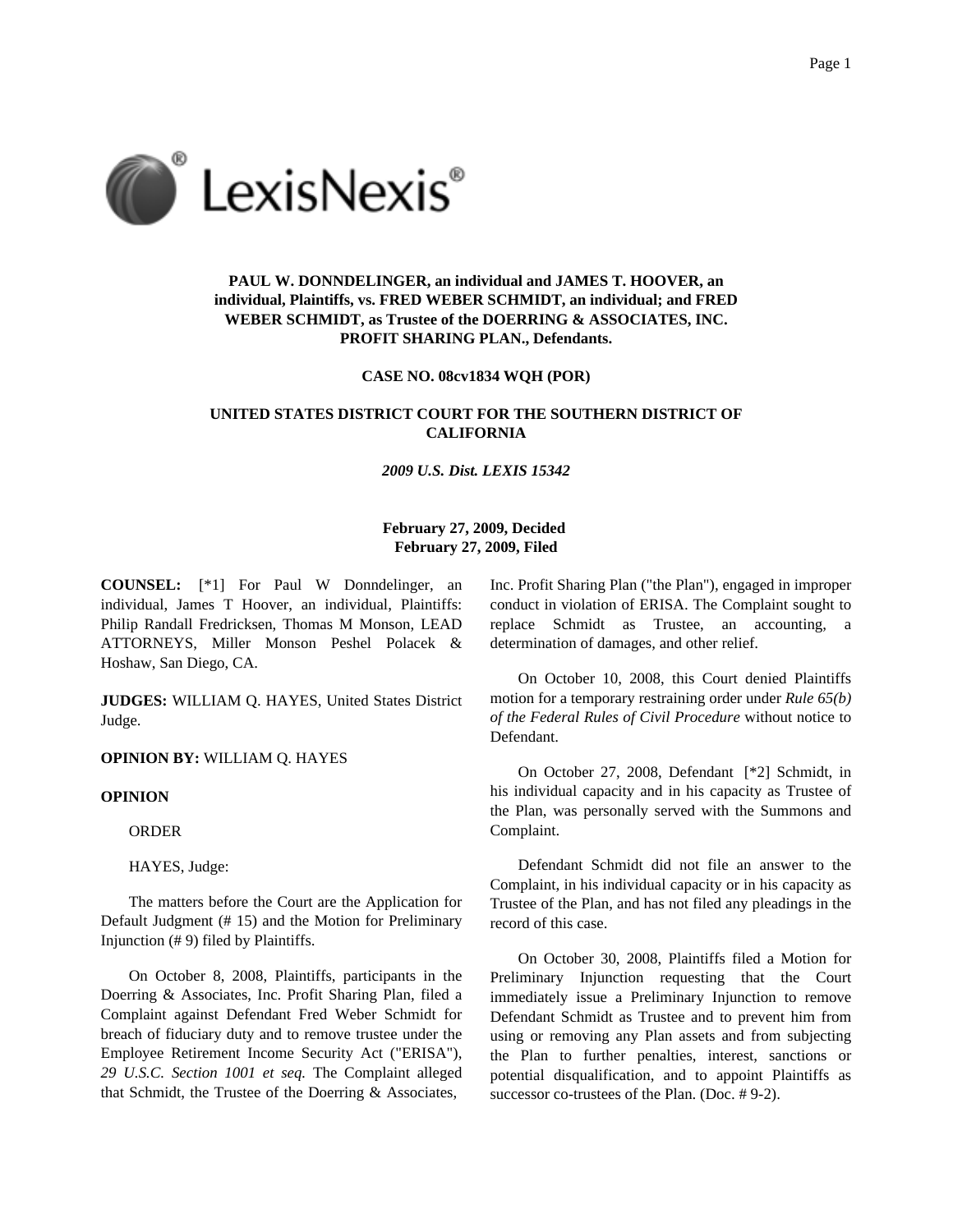**PAUL W. DONNDELINGER, an individual and JAMES T. HOOVER, an individual, Plaintiffs, vs. FRED WEBER SCHMIDT, an individual; and FRED WEBER SCHMIDT, as Trustee of the DOERRING & ASSOCIATES, INC. PROFIT SHARING PLAN., Defendants.**

**CASE NO. 08cv1834 WQH (POR)**

**UNITED STATES DISTRICT COURT FOR THE SOUTHERN DISTRICT OF CALIFORNIA**

*2009 U.S. Dist. LEXIS 15342*

**February 27, 2009, Decided**
**February 27, 2009, Filed**

**COUNSEL:** [*1] For Paul W Donndelinger, an individual, James T Hoover, an individual, Plaintiffs: Philip Randall Fredricksen, Thomas M Monson, LEAD ATTORNEYS, Miller Monson Peshel Polacek & Hoshaw, San Diego, CA.

**JUDGES:** WILLIAM Q. HAYES, United States District Judge.

**OPINION BY:** WILLIAM Q. HAYES

**OPINION**

ORDER

HAYES, Judge:

The matters before the Court are the Application for Default Judgment (# 15) and the Motion for Preliminary Injunction (# 9) filed by Plaintiffs.

On October 8, 2008, Plaintiffs, participants in the Doerring & Associates, Inc. Profit Sharing Plan, filed a Complaint against Defendant Fred Weber Schmidt for breach of fiduciary duty and to remove trustee under the Employee Retirement Income Security Act ("ERISA"), *29 U.S.C. Section 1001 et seq.* The Complaint alleged that Schmidt, the Trustee of the Doerring & Associates, Inc. Profit Sharing Plan ("the Plan"), engaged in improper conduct in violation of ERISA. The Complaint sought to replace Schmidt as Trustee, an accounting, a determination of damages, and other relief.

On October 10, 2008, this Court denied Plaintiffs motion for a temporary restraining order under *Rule 65(b) of the Federal Rules of Civil Procedure* without notice to Defendant.

On October 27, 2008, Defendant [*2] Schmidt, in his individual capacity and in his capacity as Trustee of the Plan, was personally served with the Summons and Complaint.

Defendant Schmidt did not file an answer to the Complaint, in his individual capacity or in his capacity as Trustee of the Plan, and has not filed any pleadings in the record of this case.

On October 30, 2008, Plaintiffs filed a Motion for Preliminary Injunction requesting that the Court immediately issue a Preliminary Injunction to remove Defendant Schmidt as Trustee and to prevent him from using or removing any Plan assets and from subjecting the Plan to further penalties, interest, sanctions or potential disqualification, and to appoint Plaintiffs as successor co-trustees of the Plan. (Doc. # 9-2).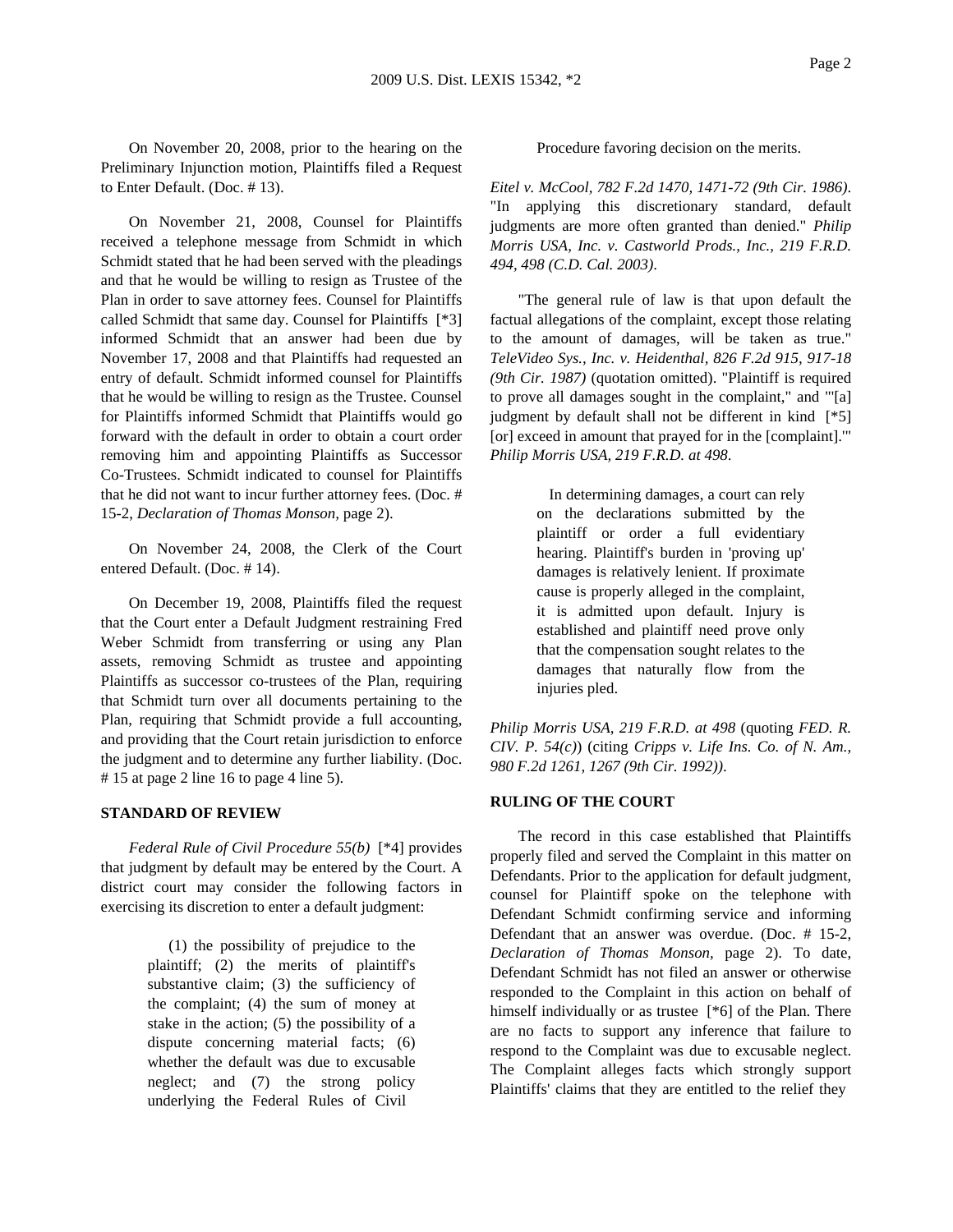On November 20, 2008, prior to the hearing on the Preliminary Injunction motion, Plaintiffs filed a Request to Enter Default. (Doc. # 13).

On November 21, 2008, Counsel for Plaintiffs received a telephone message from Schmidt in which Schmidt stated that he had been served with the pleadings and that he would be willing to resign as Trustee of the Plan in order to save attorney fees. Counsel for Plaintiffs called Schmidt that same day. Counsel for Plaintiffs [*3] informed Schmidt that an answer had been due by November 17, 2008 and that Plaintiffs had requested an entry of default. Schmidt informed counsel for Plaintiffs that he would be willing to resign as the Trustee. Counsel for Plaintiffs informed Schmidt that Plaintiffs would go forward with the default in order to obtain a court order removing him and appointing Plaintiffs as Successor Co-Trustees. Schmidt indicated to counsel for Plaintiffs that he did not want to incur further attorney fees. (Doc. # 15-2, *Declaration of Thomas Monson*, page 2).

On November 24, 2008, the Clerk of the Court entered Default. (Doc. # 14).

On December 19, 2008, Plaintiffs filed the request that the Court enter a Default Judgment restraining Fred Weber Schmidt from transferring or using any Plan assets, removing Schmidt as trustee and appointing Plaintiffs as successor co-trustees of the Plan, requiring that Schmidt turn over all documents pertaining to the Plan, requiring that Schmidt provide a full accounting, and providing that the Court retain jurisdiction to enforce the judgment and to determine any further liability. (Doc. # 15 at page 2 line 16 to page 4 line 5).

**STANDARD OF REVIEW**

*Federal Rule of Civil Procedure 55(b)* [*4] provides that judgment by default may be entered by the Court. A district court may consider the following factors in exercising its discretion to enter a default judgment:

> (1) the possibility of prejudice to the plaintiff; (2) the merits of plaintiff's substantive claim; (3) the sufficiency of the complaint; (4) the sum of money at stake in the action; (5) the possibility of a dispute concerning material facts; (6) whether the default was due to excusable neglect; and (7) the strong policy underlying the Federal Rules of Civil Procedure favoring decision on the merits.

*Eitel v. McCool, 782 F.2d 1470, 1471-72 (9th Cir. 1986)*. "In applying this discretionary standard, default judgments are more often granted than denied." *Philip Morris USA, Inc. v. Castworld Prods., Inc., 219 F.R.D. 494, 498 (C.D. Cal. 2003)*.

"The general rule of law is that upon default the factual allegations of the complaint, except those relating to the amount of damages, will be taken as true." *TeleVideo Sys., Inc. v. Heidenthal, 826 F.2d 915, 917-18 (9th Cir. 1987)* (quotation omitted). "Plaintiff is required to prove all damages sought in the complaint," and "'[a] judgment by default shall not be different in kind [*5] [or] exceed in amount that prayed for in the [complaint].'" *Philip Morris USA, 219 F.R.D. at 498*.

> In determining damages, a court can rely on the declarations submitted by the plaintiff or order a full evidentiary hearing. Plaintiff's burden in 'proving up' damages is relatively lenient. If proximate cause is properly alleged in the complaint, it is admitted upon default. Injury is established and plaintiff need prove only that the compensation sought relates to the damages that naturally flow from the injuries pled.

*Philip Morris USA, 219 F.R.D. at 498* (quoting *FED. R. CIV. P. 54(c)*) (citing *Cripps v. Life Ins. Co. of N. Am., 980 F.2d 1261, 1267 (9th Cir. 1992))*.

**RULING OF THE COURT**

The record in this case established that Plaintiffs properly filed and served the Complaint in this matter on Defendants. Prior to the application for default judgment, counsel for Plaintiff spoke on the telephone with Defendant Schmidt confirming service and informing Defendant that an answer was overdue. (Doc. # 15-2, *Declaration of Thomas Monson*, page 2). To date, Defendant Schmidt has not filed an answer or otherwise responded to the Complaint in this action on behalf of himself individually or as trustee [*6] of the Plan. There are no facts to support any inference that failure to respond to the Complaint was due to excusable neglect. The Complaint alleges facts which strongly support Plaintiffs' claims that they are entitled to the relief they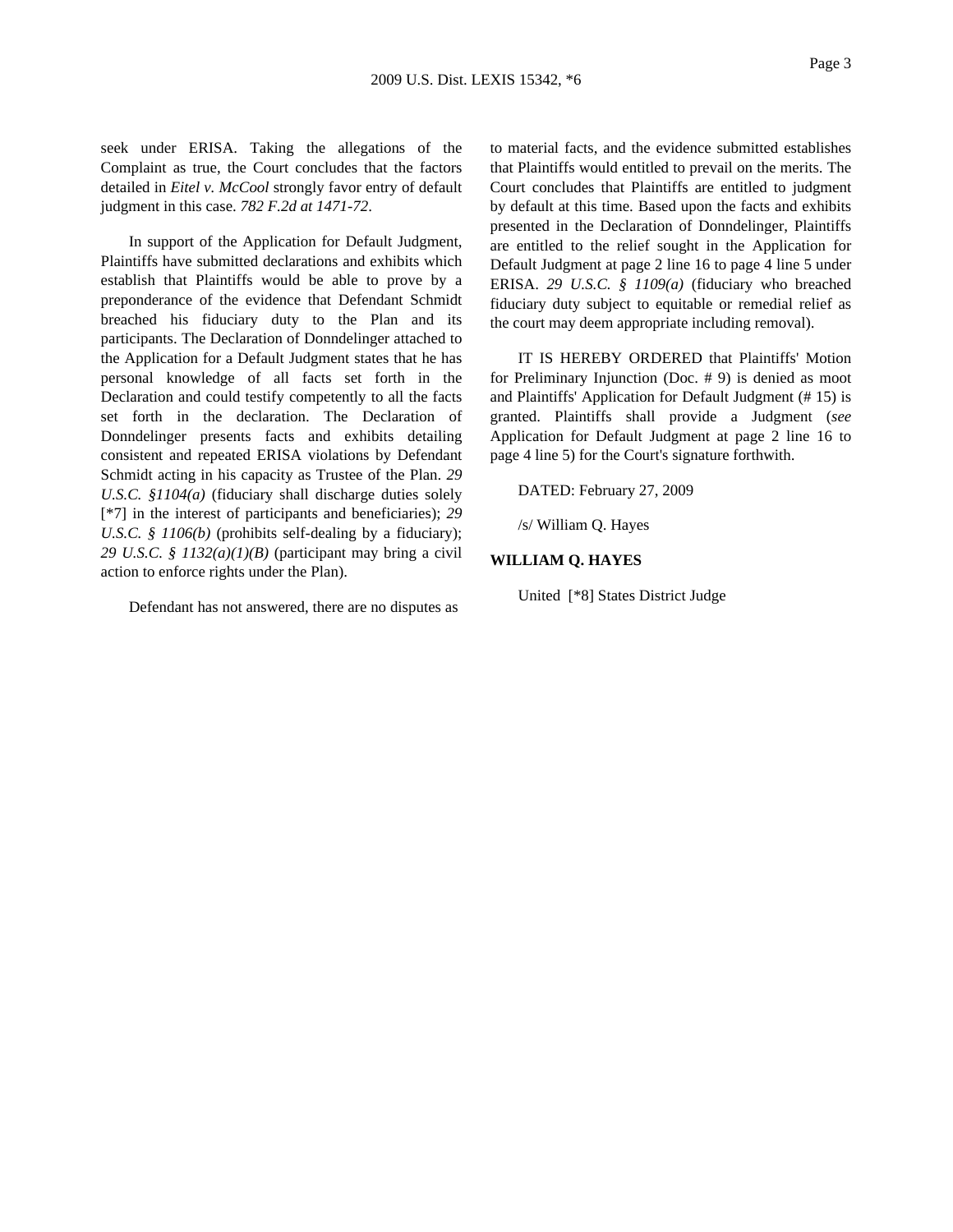seek under ERISA. Taking the allegations of the Complaint as true, the Court concludes that the factors detailed in *Eitel v. McCool* strongly favor entry of default judgment in this case. *782 F.2d at 1471-72*.

In support of the Application for Default Judgment, Plaintiffs have submitted declarations and exhibits which establish that Plaintiffs would be able to prove by a preponderance of the evidence that Defendant Schmidt breached his fiduciary duty to the Plan and its participants. The Declaration of Donndelinger attached to the Application for a Default Judgment states that he has personal knowledge of all facts set forth in the Declaration and could testify competently to all the facts set forth in the declaration. The Declaration of Donndelinger presents facts and exhibits detailing consistent and repeated ERISA violations by Defendant Schmidt acting in his capacity as Trustee of the Plan. *29 U.S.C. §1104(a)* (fiduciary shall discharge duties solely [*7] in the interest of participants and beneficiaries); *29 U.S.C. § 1106(b)* (prohibits self-dealing by a fiduciary); *29 U.S.C. § 1132(a)(1)(B)* (participant may bring a civil action to enforce rights under the Plan).

Defendant has not answered, there are no disputes as to material facts, and the evidence submitted establishes that Plaintiffs would entitled to prevail on the merits. The Court concludes that Plaintiffs are entitled to judgment by default at this time. Based upon the facts and exhibits presented in the Declaration of Donndelinger, Plaintiffs are entitled to the relief sought in the Application for Default Judgment at page 2 line 16 to page 4 line 5 under ERISA. *29 U.S.C. § 1109(a)* (fiduciary who breached fiduciary duty subject to equitable or remedial relief as the court may deem appropriate including removal).

IT IS HEREBY ORDERED that Plaintiffs' Motion for Preliminary Injunction (Doc. # 9) is denied as moot and Plaintiffs' Application for Default Judgment (# 15) is granted. Plaintiffs shall provide a Judgment (*see* Application for Default Judgment at page 2 line 16 to page 4 line 5) for the Court's signature forthwith.

DATED: February 27, 2009

/s/ William Q. Hayes

**WILLIAM Q. HAYES**

United [*8] States District Judge